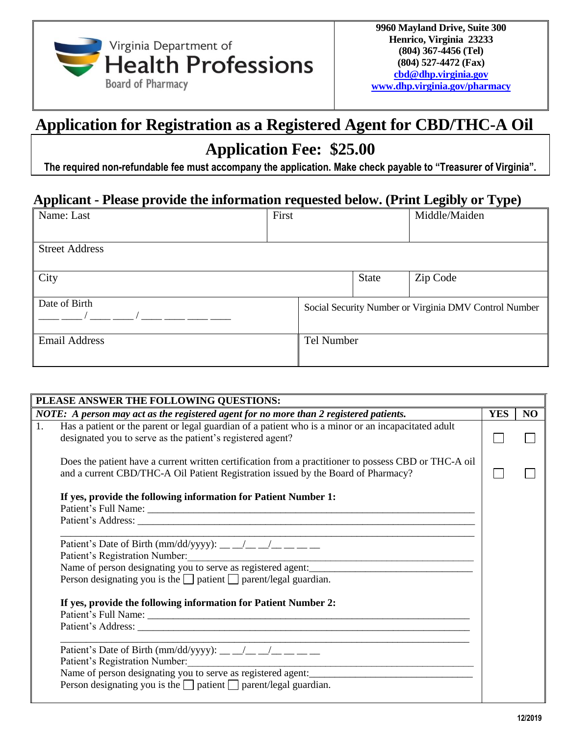Virginia Department of Health Professions
Board of Pharmacy

**9960 Mayland Drive, Suite 300**
**Henrico, Virginia 23233**
**(804) 367-4456 (Tel)**
**(804) 527-4472 (Fax)**
**cbd@dhp.virginia.gov**
**www.dhp.virginia.gov/pharmacy**

# Application for Registration as a Registered Agent for CBD/THC-A Oil

## Application Fee: $25.00

**The required non-refundable fee must accompany the application. Make check payable to "Treasurer of Virginia".**

## Applicant - Please provide the information requested below. (Print Legibly or Type)

| Name: Last | First | Middle/Maiden |
|---|---|---|
| Street Address | | |
| City | State | Zip Code |
| Date of Birth ____ ____ / ____ ____ / ____ ____ ____ ____ | Social Security Number or Virginia DMV Control Number | |
| Email Address | Tel Number | |

| PLEASE ANSWER THE FOLLOWING QUESTIONS: | | |
|---|---|---|
| *NOTE: A person may act as the registered agent for no more than 2 registered patients.* | YES | NO |
| 1. Has a patient or the parent or legal guardian of a patient who is a minor or an incapacitated adult designated you to serve as the patient's registered agent? | ☐ | ☐ |
| Does the patient have a current written certification from a practitioner to possess CBD or THC-A oil and a current CBD/THC-A Oil Patient Registration issued by the Board of Pharmacy? | ☐ | ☐ |
| **If yes, provide the following information for Patient Number 1:**<br>Patient's Full Name: ____________________<br>Patient's Address: ____________________<br>____________________<br>Patient's Date of Birth (mm/dd/yyyy): __ __/__ __/__ __ __ __<br>Patient's Registration Number: ____________________<br>Name of person designating you to serve as registered agent: ____________________<br>Person designating you is the ☐ patient ☐ parent/legal guardian. | | |
| **If yes, provide the following information for Patient Number 2:**<br>Patient's Full Name: ____________________<br>Patient's Address: ____________________<br>____________________<br>Patient's Date of Birth (mm/dd/yyyy): __ __/__ __/__ __ __ __<br>Patient's Registration Number: ____________________<br>Name of person designating you to serve as registered agent: ____________________<br>Person designating you is the ☐ patient ☐ parent/legal guardian. | | |

12/2019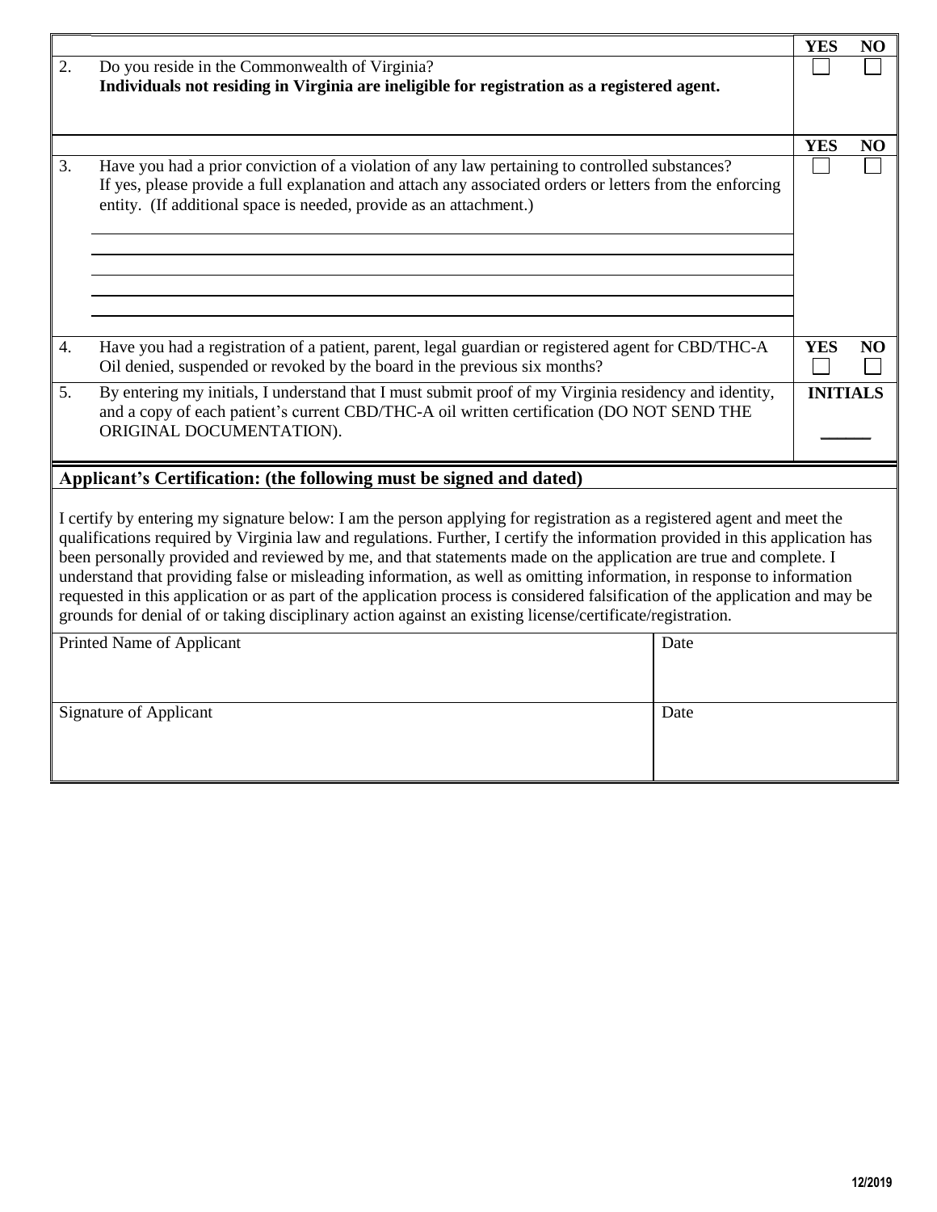| | YES | NO |
|---|---|---|
| 2. Do you reside in the Commonwealth of Virginia? **Individuals not residing in Virginia are ineligible for registration as a registered agent.** | ☐ | ☐ |

| | YES | NO |
|---|---|---|
| 3. Have you had a prior conviction of a violation of any law pertaining to controlled substances? If yes, please provide a full explanation and attach any associated orders or letters from the enforcing entity. (If additional space is needed, provide as an attachment.) | ☐ | ☐ |

| | YES | NO |
|---|---|---|
| 4. Have you had a registration of a patient, parent, legal guardian or registered agent for CBD/THC-A Oil denied, suspended or revoked by the board in the previous six months? | ☐ | ☐ |

| | INITIALS |
|---|---|
| 5. By entering my initials, I understand that I must submit proof of my Virginia residency and identity, and a copy of each patient's current CBD/THC-A oil written certification (DO NOT SEND THE ORIGINAL DOCUMENTATION). | ______ |

## Applicant's Certification: (the following must be signed and dated)

I certify by entering my signature below: I am the person applying for registration as a registered agent and meet the qualifications required by Virginia law and regulations. Further, I certify the information provided in this application has been personally provided and reviewed by me, and that statements made on the application are true and complete. I understand that providing false or misleading information, as well as omitting information, in response to information requested in this application or as part of the application process is considered falsification of the application and may be grounds for denial of or taking disciplinary action against an existing license/certificate/registration.

| | |
|---|---|
| Printed Name of Applicant | Date |
| Signature of Applicant | Date |

12/2019